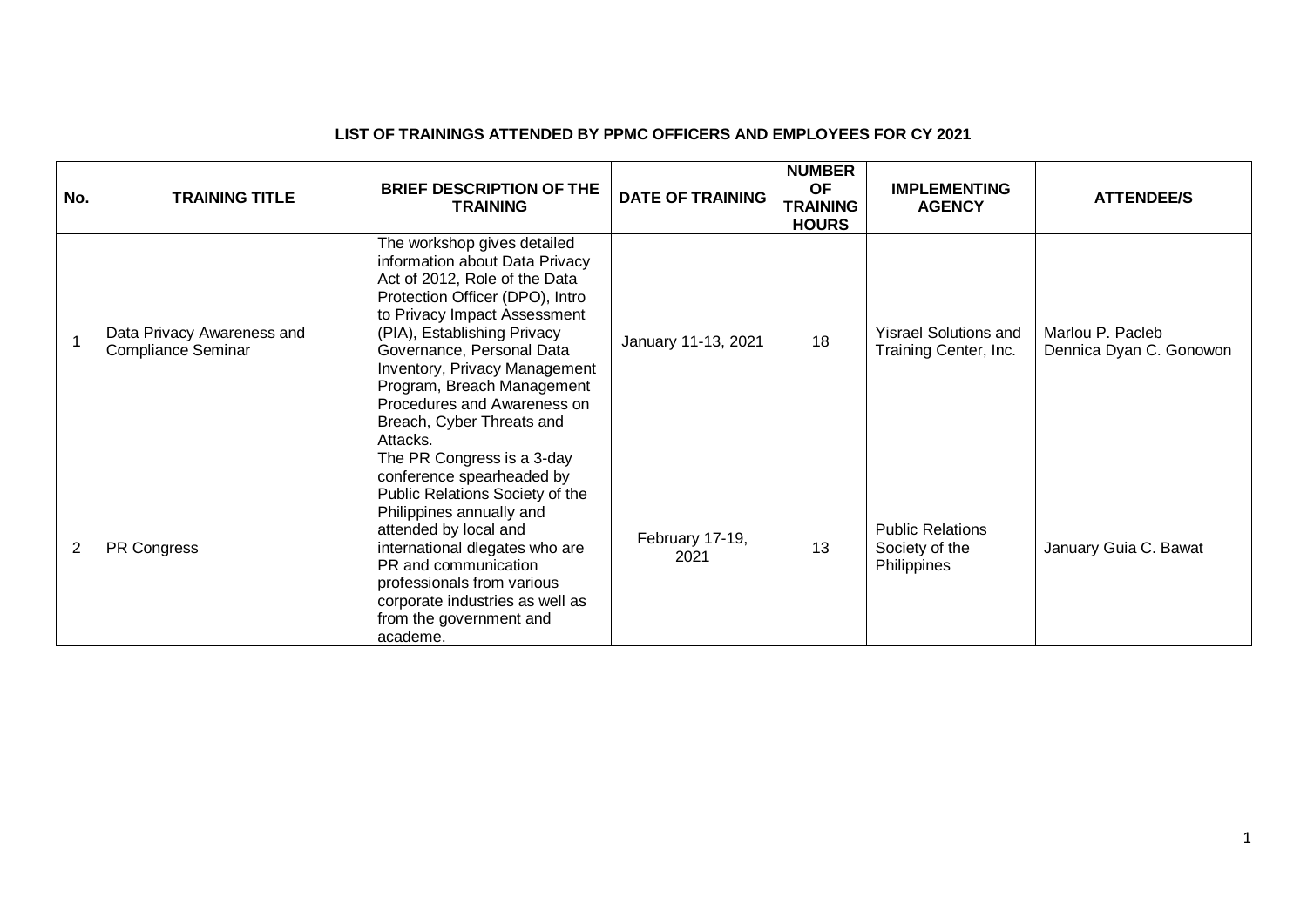**LIST OF TRAININGS ATTENDED BY PPMC OFFICERS AND EMPLOYEES FOR CY 2021**

| No. | TRAINING TITLE | BRIEF DESCRIPTION OF THE TRAINING | DATE OF TRAINING | NUMBER OF TRAINING HOURS | IMPLEMENTING AGENCY | ATTENDEE/S |
|---|---|---|---|---|---|---|
| 1 | Data Privacy Awareness and Compliance Seminar | The workshop gives detailed information about Data Privacy Act of 2012, Role of the Data Protection Officer (DPO), Intro to Privacy Impact Assessment (PIA), Establishing Privacy Governance, Personal Data Inventory, Privacy Management Program, Breach Management Procedures and Awareness on Breach, Cyber Threats and Attacks. | January 11-13, 2021 | 18 | Yisrael Solutions and Training Center, Inc. | Marlou P. Pacleb<br>Dennica Dyan C. Gonowon |
| 2 | PR Congress | The PR Congress is a 3-day conference spearheaded by Public Relations Society of the Philippines annually and attended by local and international dlegates who are PR and communication professionals from various corporate industries as well as from the government and academe. | February 17-19, 2021 | 13 | Public Relations Society of the Philippines | January Guia C. Bawat |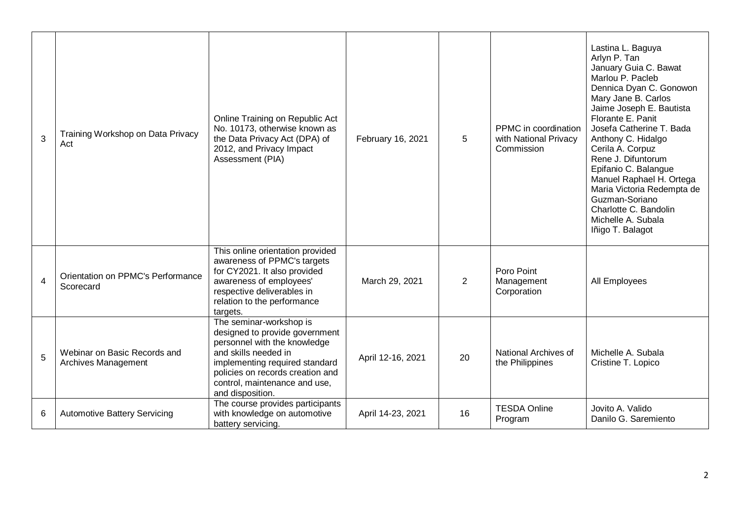| 3 | Training Workshop on Data Privacy Act | Online Training on Republic Act No. 10173, otherwise known as the Data Privacy Act (DPA) of 2012, and Privacy Impact Assessment (PIA) | February 16, 2021 | 5 | PPMC in coordination with National Privacy Commission | Lastina L. Baguya<br>Arlyn P. Tan<br>January Guia C. Bawat<br>Marlou P. Pacleb<br>Dennica Dyan C. Gonowon<br>Mary Jane B. Carlos<br>Jaime Joseph E. Bautista<br>Florante E. Panit<br>Josefa Catherine T. Bada<br>Anthony C. Hidalgo<br>Cerila A. Corpuz<br>Rene J. Difuntorum<br>Epifanio C. Balangue<br>Manuel Raphael H. Ortega<br>Maria Victoria Redempta de Guzman-Soriano<br>Charlotte C. Bandolin<br>Michelle A. Subala<br>Iñigo T. Balagot |
|---|---|---|---|---|---|---|
| 4 | Orientation on PPMC's Performance Scorecard | This online orientation provided awareness of PPMC's targets for CY2021. It also provided awareness of employees' respective deliverables in relation to the performance targets. | March 29, 2021 | 2 | Poro Point Management Corporation | All Employees |
| 5 | Webinar on Basic Records and Archives Management | The seminar-workshop is designed to provide government personnel with the knowledge and skills needed in implementing required standard policies on records creation and control, maintenance and use, and disposition. | April 12-16, 2021 | 20 | National Archives of the Philippines | Michelle A. Subala<br>Cristine T. Lopico |
| 6 | Automotive Battery Servicing | The course provides participants with knowledge on automotive battery servicing. | April 14-23, 2021 | 16 | TESDA Online Program | Jovito A. Valido<br>Danilo G. Saremiento |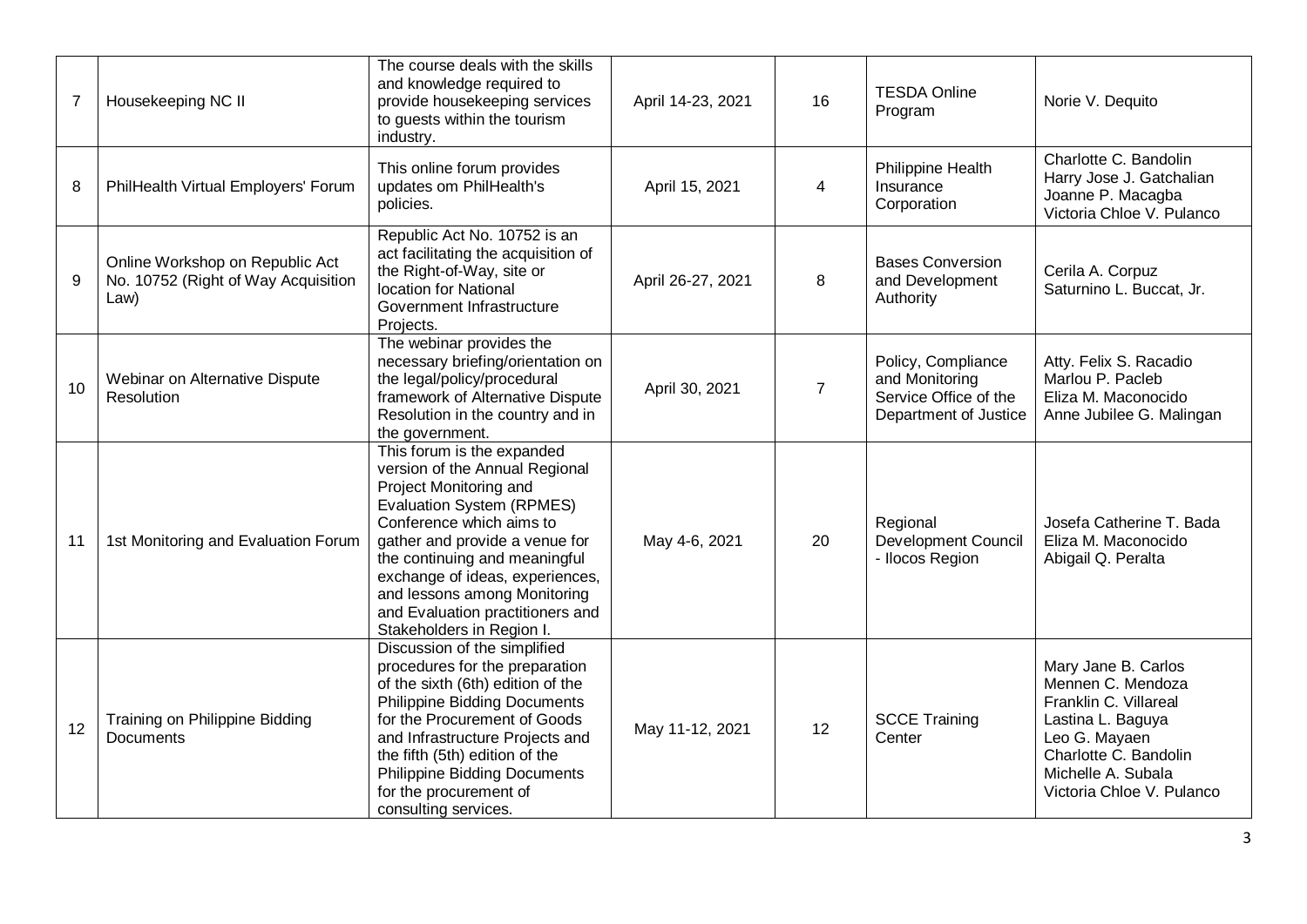| 7 | Housekeeping NC II | The course deals with the skills and knowledge required to provide housekeeping services to guests within the tourism industry. | April 14-23, 2021 | 16 | TESDA Online Program | Norie V. Dequito |
|---|---|---|---|---|---|---|
| 8 | PhilHealth Virtual Employers' Forum | This online forum provides updates om PhilHealth's policies. | April 15, 2021 | 4 | Philippine Health Insurance Corporation | Charlotte C. Bandolin<br>Harry Jose J. Gatchalian<br>Joanne P. Macagba<br>Victoria Chloe V. Pulanco |
| 9 | Online Workshop on Republic Act No. 10752 (Right of Way Acquisition Law) | Republic Act No. 10752 is an act facilitating the acquisition of the Right-of-Way, site or location for National Government Infrastructure Projects. | April 26-27, 2021 | 8 | Bases Conversion and Development Authority | Cerila A. Corpuz<br>Saturnino L. Buccat, Jr. |
| 10 | Webinar on Alternative Dispute Resolution | The webinar provides the necessary briefing/orientation on the legal/policy/procedural framework of Alternative Dispute Resolution in the country and in the government. | April 30, 2021 | 7 | Policy, Compliance and Monitoring Service Office of the Department of Justice | Atty. Felix S. Racadio<br>Marlou P. Pacleb<br>Eliza M. Maconocido<br>Anne Jubilee G. Malingan |
| 11 | 1st Monitoring and Evaluation Forum | This forum is the expanded version of the Annual Regional Project Monitoring and Evaluation System (RPMES) Conference which aims to gather and provide a venue for the continuing and meaningful exchange of ideas, experiences, and lessons among Monitoring and Evaluation practitioners and Stakeholders in Region I. | May 4-6, 2021 | 20 | Regional Development Council - Ilocos Region | Josefa Catherine T. Bada<br>Eliza M. Maconocido<br>Abigail Q. Peralta |
| 12 | Training on Philippine Bidding Documents | Discussion of the simplified procedures for the preparation of the sixth (6th) edition of the Philippine Bidding Documents for the Procurement of Goods and Infrastructure Projects and the fifth (5th) edition of the Philippine Bidding Documents for the procurement of consulting services. | May 11-12, 2021 | 12 | SCCE Training Center | Mary Jane B. Carlos<br>Mennen C. Mendoza<br>Franklin C. Villareal<br>Lastina L. Baguya<br>Leo G. Mayaen<br>Charlotte C. Bandolin<br>Michelle A. Subala<br>Victoria Chloe V. Pulanco |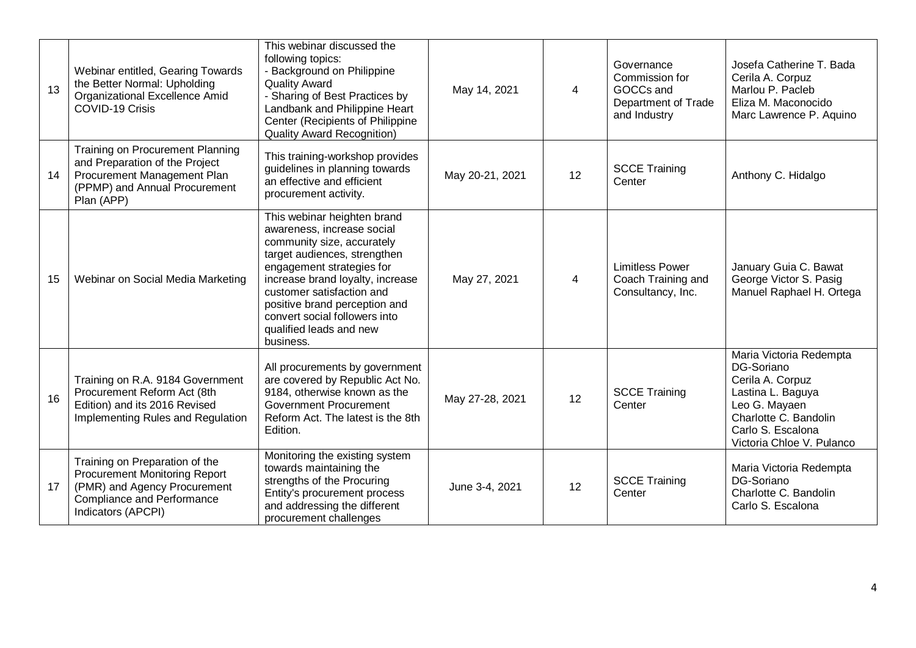| 13 | Webinar entitled, Gearing Towards the Better Normal: Upholding Organizational Excellence Amid COVID-19 Crisis | This webinar discussed the following topics:<br>- Background on Philippine Quality Award<br>- Sharing of Best Practices by Landbank and Philippine Heart Center (Recipients of Philippine Quality Award Recognition) | May 14, 2021 | 4 | Governance Commission for GOCCs and Department of Trade and Industry | Josefa Catherine T. Bada<br>Cerila A. Corpuz<br>Marlou P. Pacleb<br>Eliza M. Maconocido<br>Marc Lawrence P. Aquino |
|---|---|---|---|---|---|---|
| 14 | Training on Procurement Planning and Preparation of the Project Procurement Management Plan (PPMP) and Annual Procurement Plan (APP) | This training-workshop provides guidelines in planning towards an effective and efficient procurement activity. | May 20-21, 2021 | 12 | SCCE Training Center | Anthony C. Hidalgo |
| 15 | Webinar on Social Media Marketing | This webinar heighten brand awareness, increase social community size, accurately target audiences, strengthen engagement strategies for increase brand loyalty, increase customer satisfaction and positive brand perception and convert social followers into qualified leads and new business. | May 27, 2021 | 4 | Limitless Power Coach Training and Consultancy, Inc. | January Guia C. Bawat<br>George Victor S. Pasig<br>Manuel Raphael H. Ortega |
| 16 | Training on R.A. 9184 Government Procurement Reform Act (8th Edition) and its 2016 Revised Implementing Rules and Regulation | All procurements by government are covered by Republic Act No. 9184, otherwise known as the Government Procurement Reform Act. The latest is the 8th Edition. | May 27-28, 2021 | 12 | SCCE Training Center | Maria Victoria Redempta DG-Soriano<br>Cerila A. Corpuz<br>Lastina L. Baguya<br>Leo G. Mayaen<br>Charlotte C. Bandolin<br>Carlo S. Escalona<br>Victoria Chloe V. Pulanco |
| 17 | Training on Preparation of the Procurement Monitoring Report (PMR) and Agency Procurement Compliance and Performance Indicators (APCPI) | Monitoring the existing system towards maintaining the strengths of the Procuring Entity's procurement process and addressing the different procurement challenges | June 3-4, 2021 | 12 | SCCE Training Center | Maria Victoria Redempta DG-Soriano<br>Charlotte C. Bandolin<br>Carlo S. Escalona |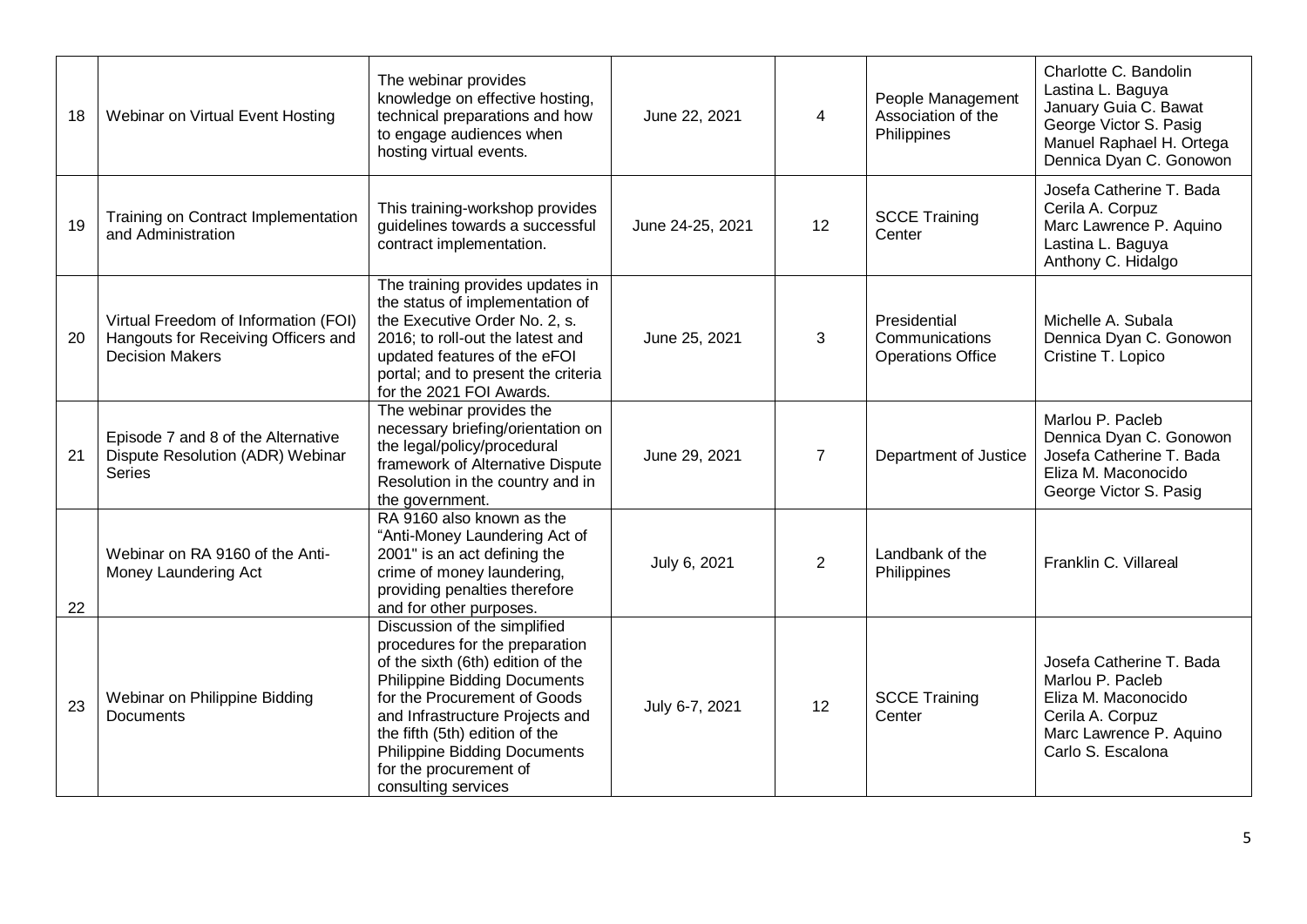| 18 | Webinar on Virtual Event Hosting | The webinar provides knowledge on effective hosting, technical preparations and how to engage audiences when hosting virtual events. | June 22, 2021 | 4 | People Management Association of the Philippines | Charlotte C. Bandolin<br>Lastina L. Baguya<br>January Guia C. Bawat<br>George Victor S. Pasig<br>Manuel Raphael H. Ortega<br>Dennica Dyan C. Gonowon |
|---|---|---|---|---|---|---|
| 19 | Training on Contract Implementation and Administration | This training-workshop provides guidelines towards a successful contract implementation. | June 24-25, 2021 | 12 | SCCE Training Center | Josefa Catherine T. Bada<br>Cerila A. Corpuz<br>Marc Lawrence P. Aquino<br>Lastina L. Baguya<br>Anthony C. Hidalgo |
| 20 | Virtual Freedom of Information (FOI) Hangouts for Receiving Officers and Decision Makers | The training provides updates in the status of implementation of the Executive Order No. 2, s. 2016; to roll-out the latest and updated features of the eFOI portal; and to present the criteria for the 2021 FOI Awards. | June 25, 2021 | 3 | Presidential Communications Operations Office | Michelle A. Subala<br>Dennica Dyan C. Gonowon<br>Cristine T. Lopico |
| 21 | Episode 7 and 8 of the Alternative Dispute Resolution (ADR) Webinar Series | The webinar provides the necessary briefing/orientation on the legal/policy/procedural framework of Alternative Dispute Resolution in the country and in the government. | June 29, 2021 | 7 | Department of Justice | Marlou P. Pacleb<br>Dennica Dyan C. Gonowon<br>Josefa Catherine T. Bada<br>Eliza M. Maconocido<br>George Victor S. Pasig |
| 22 | Webinar on RA 9160 of the Anti-Money Laundering Act | RA 9160 also known as the "Anti-Money Laundering Act of 2001" is an act defining the crime of money laundering, providing penalties therefore and for other purposes. | July 6, 2021 | 2 | Landbank of the Philippines | Franklin C. Villareal |
| 23 | Webinar on Philippine Bidding Documents | Discussion of the simplified procedures for the preparation of the sixth (6th) edition of the Philippine Bidding Documents for the Procurement of Goods and Infrastructure Projects and the fifth (5th) edition of the Philippine Bidding Documents for the procurement of consulting services | July 6-7, 2021 | 12 | SCCE Training Center | Josefa Catherine T. Bada<br>Marlou P. Pacleb<br>Eliza M. Maconocido<br>Cerila A. Corpuz<br>Marc Lawrence P. Aquino<br>Carlo S. Escalona |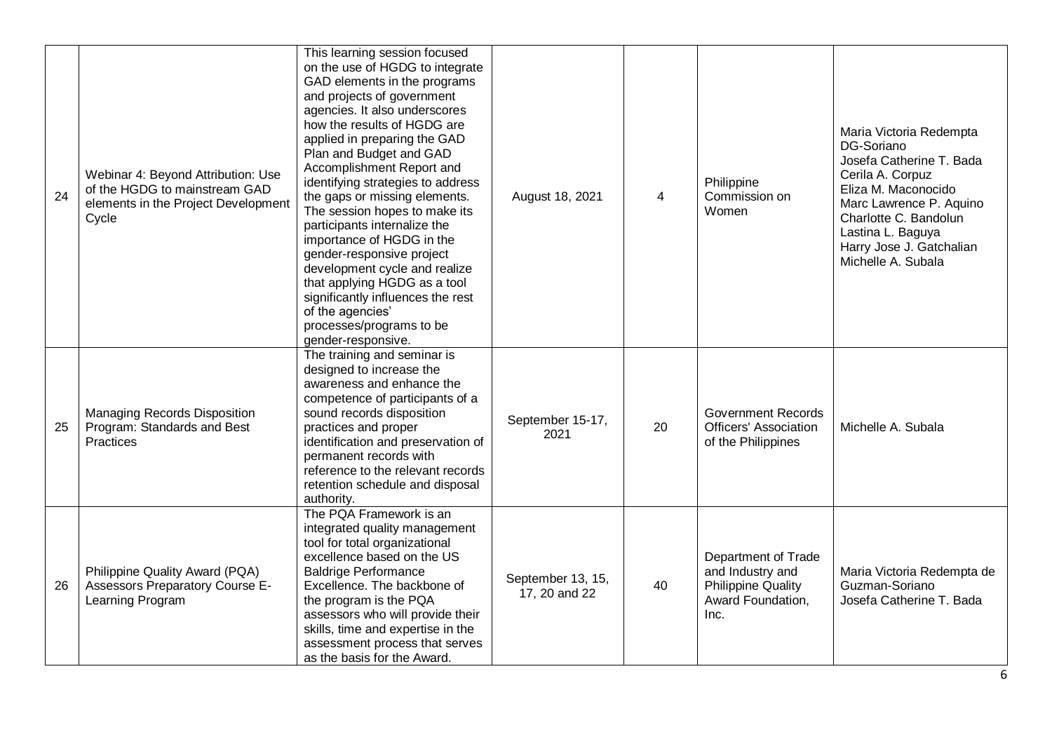| 24 | Webinar 4: Beyond Attribution: Use of the HGDG to mainstream GAD elements in the Project Development Cycle | This learning session focused on the use of HGDG to integrate GAD elements in the programs and projects of government agencies. It also underscores how the results of HGDG are applied in preparing the GAD Plan and Budget and GAD Accomplishment Report and identifying strategies to address the gaps or missing elements. The session hopes to make its participants internalize the importance of HGDG in the gender-responsive project development cycle and realize that applying HGDG as a tool significantly influences the rest of the agencies' processes/programs to be gender-responsive. | August 18, 2021 | 4 | Philippine Commission on Women | Maria Victoria Redempta DG-Soriano<br>Josefa Catherine T. Bada<br>Cerila A. Corpuz<br>Eliza M. Maconocido<br>Marc Lawrence P. Aquino<br>Charlotte C. Bandolun<br>Lastina L. Baguya<br>Harry Jose J. Gatchalian<br>Michelle A. Subala |
|---|---|---|---|---|---|---|
| 25 | Managing Records Disposition Program: Standards and Best Practices | The training and seminar is designed to increase the awareness and enhance the competence of participants of a sound records disposition practices and proper identification and preservation of permanent records with reference to the relevant records retention schedule and disposal authority. | September 15-17, 2021 | 20 | Government Records Officers' Association of the Philippines | Michelle A. Subala |
| 26 | Philippine Quality Award (PQA) Assessors Preparatory Course E-Learning Program | The PQA Framework is an integrated quality management tool for total organizational excellence based on the US Baldrige Performance Excellence. The backbone of the program is the PQA assessors who will provide their skills, time and expertise in the assessment process that serves as the basis for the Award. | September 13, 15, 17, 20 and 22 | 40 | Department of Trade and Industry and Philippine Quality Award Foundation, Inc. | Maria Victoria Redempta de Guzman-Soriano<br>Josefa Catherine T. Bada |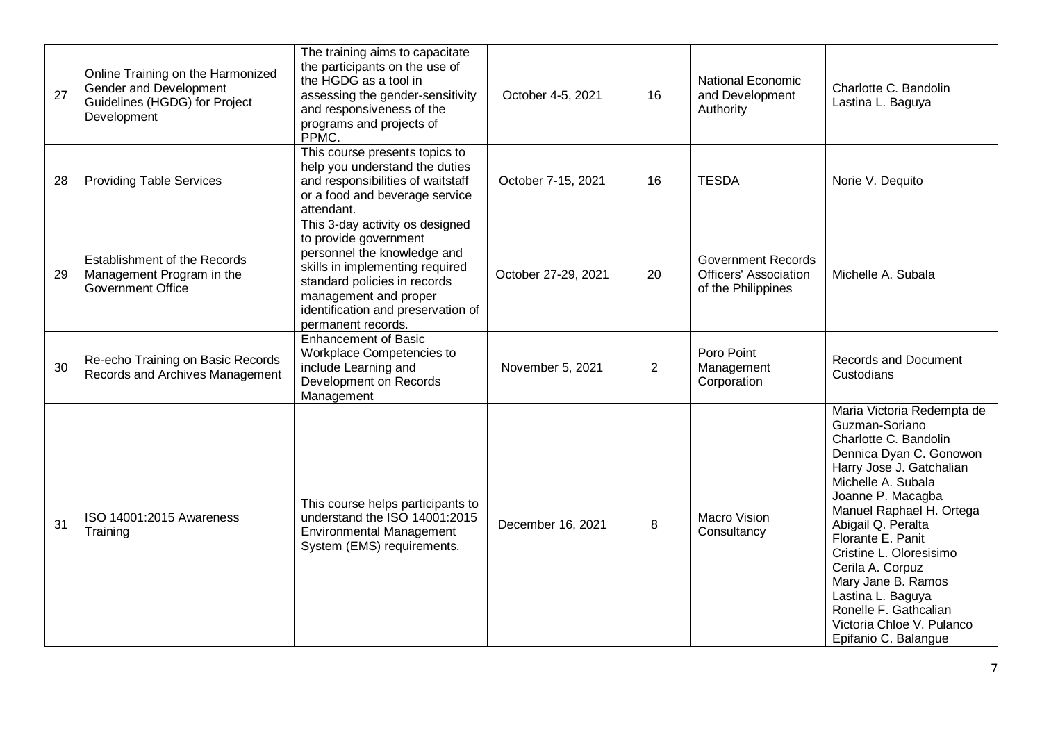| 27 | Online Training on the Harmonized Gender and Development Guidelines (HGDG) for Project Development | The training aims to capacitate the participants on the use of the HGDG as a tool in assessing the gender-sensitivity and responsiveness of the programs and projects of PPMC. | October 4-5, 2021 | 16 | National Economic and Development Authority | Charlotte C. Bandolin<br>Lastina L. Baguya |
|---|---|---|---|---|---|---|
| 28 | Providing Table Services | This course presents topics to help you understand the duties and responsibilities of waitstaff or a food and beverage service attendant. | October 7-15, 2021 | 16 | TESDA | Norie V. Dequito |
| 29 | Establishment of the Records Management Program in the Government Office | This 3-day activity os designed to provide government personnel the knowledge and skills in implementing required standard policies in records management and proper identification and preservation of permanent records. | October 27-29, 2021 | 20 | Government Records Officers' Association of the Philippines | Michelle A. Subala |
| 30 | Re-echo Training on Basic Records Records and Archives Management | Enhancement of Basic Workplace Competencies to include Learning and Development on Records Management | November 5, 2021 | 2 | Poro Point Management Corporation | Records and Document Custodians |
| 31 | ISO 14001:2015 Awareness Training | This course helps participants to understand the ISO 14001:2015 Environmental Management System (EMS) requirements. | December 16, 2021 | 8 | Macro Vision Consultancy | Maria Victoria Redempta de Guzman-Soriano<br>Charlotte C. Bandolin<br>Dennica Dyan C. Gonowon<br>Harry Jose J. Gatchalian<br>Michelle A. Subala<br>Joanne P. Macagba<br>Manuel Raphael H. Ortega<br>Abigail Q. Peralta<br>Florante E. Panit<br>Cristine L. Oloresisimo<br>Cerila A. Corpuz<br>Mary Jane B. Ramos<br>Lastina L. Baguya<br>Ronelle F. Gathcalian<br>Victoria Chloe V. Pulanco<br>Epifanio C. Balangue |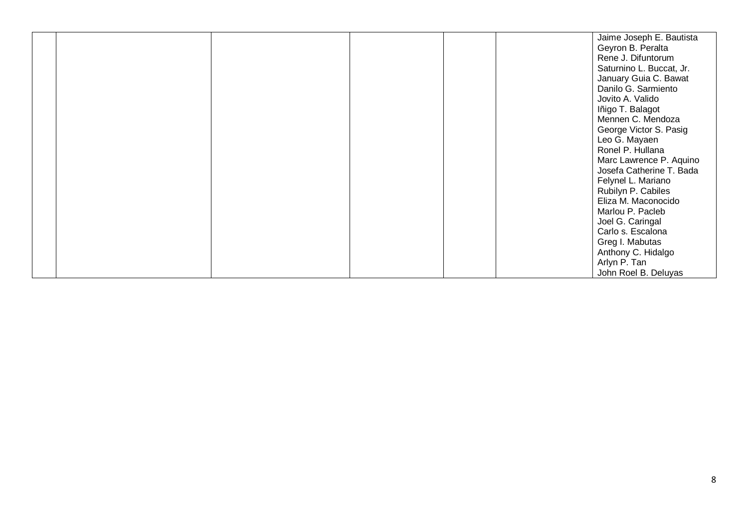| | | | | | | |
|---|---|---|---|---|---|---|
| | | | | | | Jaime Joseph E. Bautista<br>Geyron B. Peralta<br>Rene J. Difuntorum<br>Saturnino L. Buccat, Jr.<br>January Guia C. Bawat<br>Danilo G. Sarmiento<br>Jovito A. Valido<br>Iñigo T. Balagot<br>Mennen C. Mendoza<br>George Victor S. Pasig<br>Leo G. Mayaen<br>Ronel P. Hullana<br>Marc Lawrence P. Aquino<br>Josefa Catherine T. Bada<br>Felynel L. Mariano<br>Rubilyn P. Cabiles<br>Eliza M. Maconocido<br>Marlou P. Pacleb<br>Joel G. Caringal<br>Carlo s. Escalona<br>Greg I. Mabutas<br>Anthony C. Hidalgo<br>Arlyn P. Tan<br>John Roel B. Deluyas |